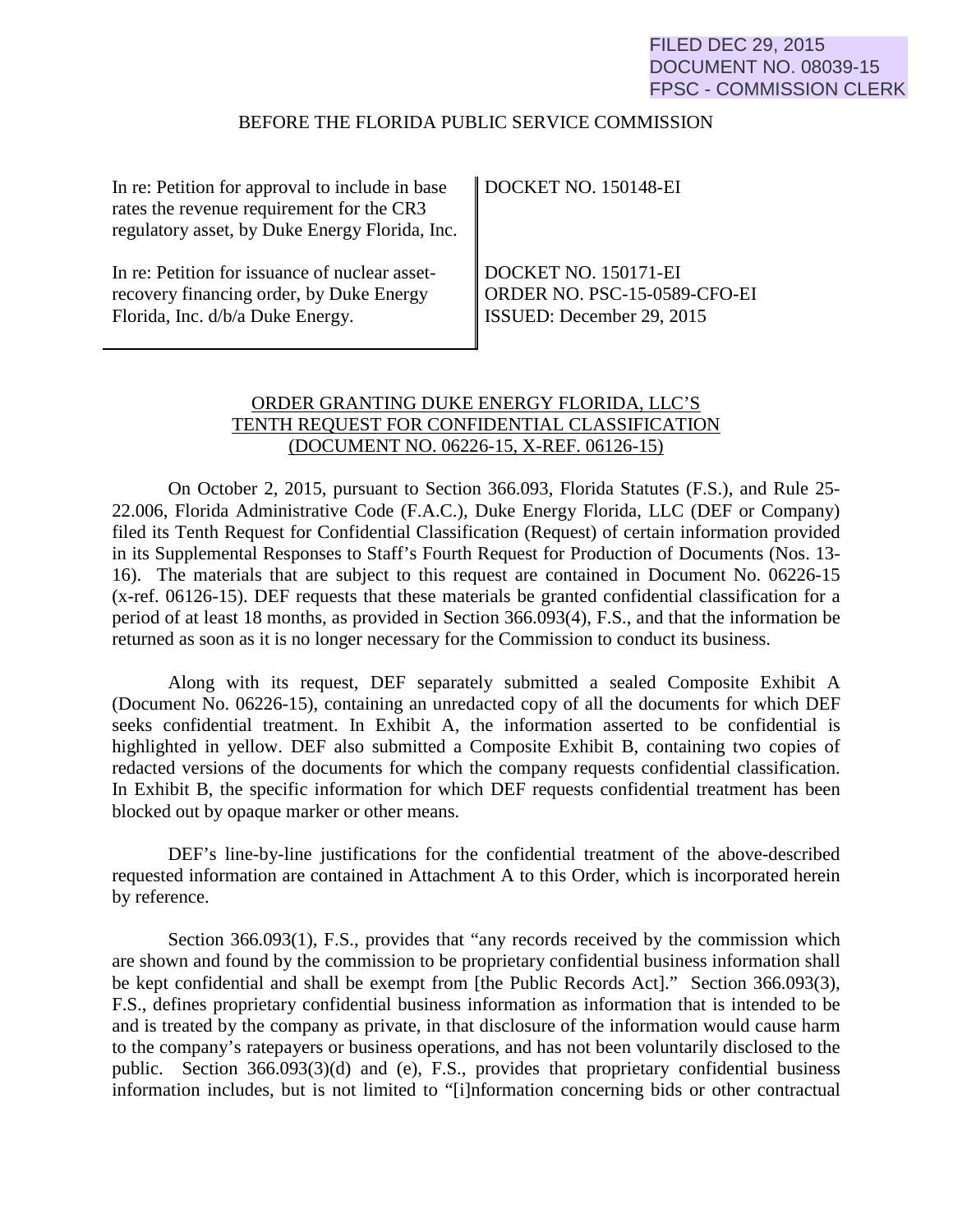FILED DEC 29, 2015
DOCUMENT NO. 08039-15
FPSC - COMMISSION CLERK

BEFORE THE FLORIDA PUBLIC SERVICE COMMISSION

| | |
|---|---|
| In re: Petition for approval to include in base rates the revenue requirement for the CR3 regulatory asset, by Duke Energy Florida, Inc. | DOCKET NO. 150148-EI |
| In re: Petition for issuance of nuclear asset-recovery financing order, by Duke Energy Florida, Inc. d/b/a Duke Energy. | DOCKET NO. 150171-EI<br>ORDER NO. PSC-15-0589-CFO-EI<br>ISSUED: December 29, 2015 |

ORDER GRANTING DUKE ENERGY FLORIDA, LLC'S TENTH REQUEST FOR CONFIDENTIAL CLASSIFICATION (DOCUMENT NO. 06226-15, X-REF. 06126-15)

On October 2, 2015, pursuant to Section 366.093, Florida Statutes (F.S.), and Rule 25-22.006, Florida Administrative Code (F.A.C.), Duke Energy Florida, LLC (DEF or Company) filed its Tenth Request for Confidential Classification (Request) of certain information provided in its Supplemental Responses to Staff's Fourth Request for Production of Documents (Nos. 13-16). The materials that are subject to this request are contained in Document No. 06226-15 (x-ref. 06126-15). DEF requests that these materials be granted confidential classification for a period of at least 18 months, as provided in Section 366.093(4), F.S., and that the information be returned as soon as it is no longer necessary for the Commission to conduct its business.

Along with its request, DEF separately submitted a sealed Composite Exhibit A (Document No. 06226-15), containing an unredacted copy of all the documents for which DEF seeks confidential treatment. In Exhibit A, the information asserted to be confidential is highlighted in yellow. DEF also submitted a Composite Exhibit B, containing two copies of redacted versions of the documents for which the company requests confidential classification. In Exhibit B, the specific information for which DEF requests confidential treatment has been blocked out by opaque marker or other means.

DEF's line-by-line justifications for the confidential treatment of the above-described requested information are contained in Attachment A to this Order, which is incorporated herein by reference.

Section 366.093(1), F.S., provides that "any records received by the commission which are shown and found by the commission to be proprietary confidential business information shall be kept confidential and shall be exempt from [the Public Records Act]." Section 366.093(3), F.S., defines proprietary confidential business information as information that is intended to be and is treated by the company as private, in that disclosure of the information would cause harm to the company's ratepayers or business operations, and has not been voluntarily disclosed to the public. Section 366.093(3)(d) and (e), F.S., provides that proprietary confidential business information includes, but is not limited to "[i]nformation concerning bids or other contractual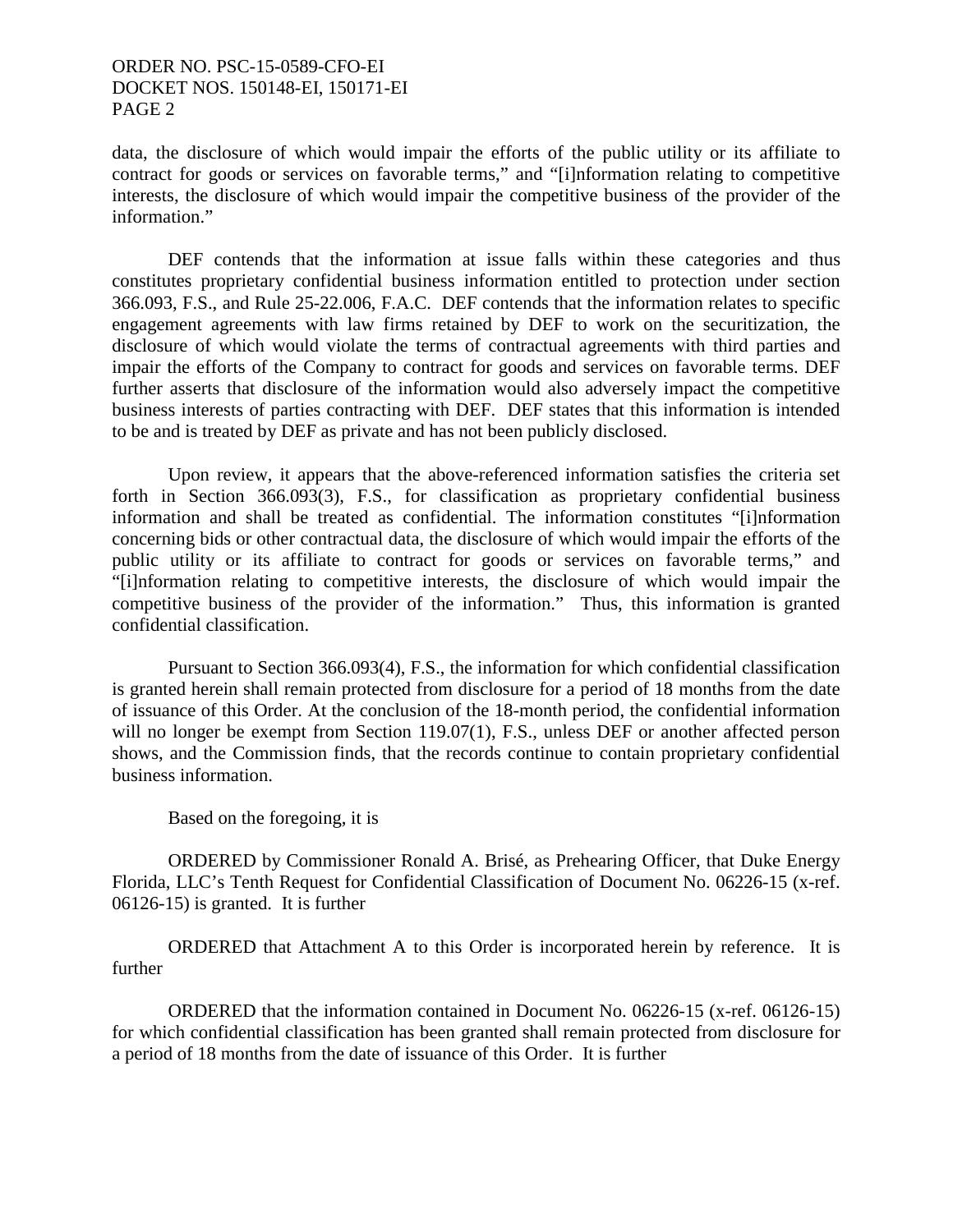data, the disclosure of which would impair the efforts of the public utility or its affiliate to contract for goods or services on favorable terms," and "[i]nformation relating to competitive interests, the disclosure of which would impair the competitive business of the provider of the information."

DEF contends that the information at issue falls within these categories and thus constitutes proprietary confidential business information entitled to protection under section 366.093, F.S., and Rule 25-22.006, F.A.C. DEF contends that the information relates to specific engagement agreements with law firms retained by DEF to work on the securitization, the disclosure of which would violate the terms of contractual agreements with third parties and impair the efforts of the Company to contract for goods and services on favorable terms. DEF further asserts that disclosure of the information would also adversely impact the competitive business interests of parties contracting with DEF. DEF states that this information is intended to be and is treated by DEF as private and has not been publicly disclosed.

Upon review, it appears that the above-referenced information satisfies the criteria set forth in Section 366.093(3), F.S., for classification as proprietary confidential business information and shall be treated as confidential. The information constitutes "[i]nformation concerning bids or other contractual data, the disclosure of which would impair the efforts of the public utility or its affiliate to contract for goods or services on favorable terms," and "[i]nformation relating to competitive interests, the disclosure of which would impair the competitive business of the provider of the information." Thus, this information is granted confidential classification.

Pursuant to Section 366.093(4), F.S., the information for which confidential classification is granted herein shall remain protected from disclosure for a period of 18 months from the date of issuance of this Order. At the conclusion of the 18-month period, the confidential information will no longer be exempt from Section 119.07(1), F.S., unless DEF or another affected person shows, and the Commission finds, that the records continue to contain proprietary confidential business information.

Based on the foregoing, it is

ORDERED by Commissioner Ronald A. Brisé, as Prehearing Officer, that Duke Energy Florida, LLC's Tenth Request for Confidential Classification of Document No. 06226-15 (x-ref. 06126-15) is granted. It is further

ORDERED that Attachment A to this Order is incorporated herein by reference. It is further

ORDERED that the information contained in Document No. 06226-15 (x-ref. 06126-15) for which confidential classification has been granted shall remain protected from disclosure for a period of 18 months from the date of issuance of this Order. It is further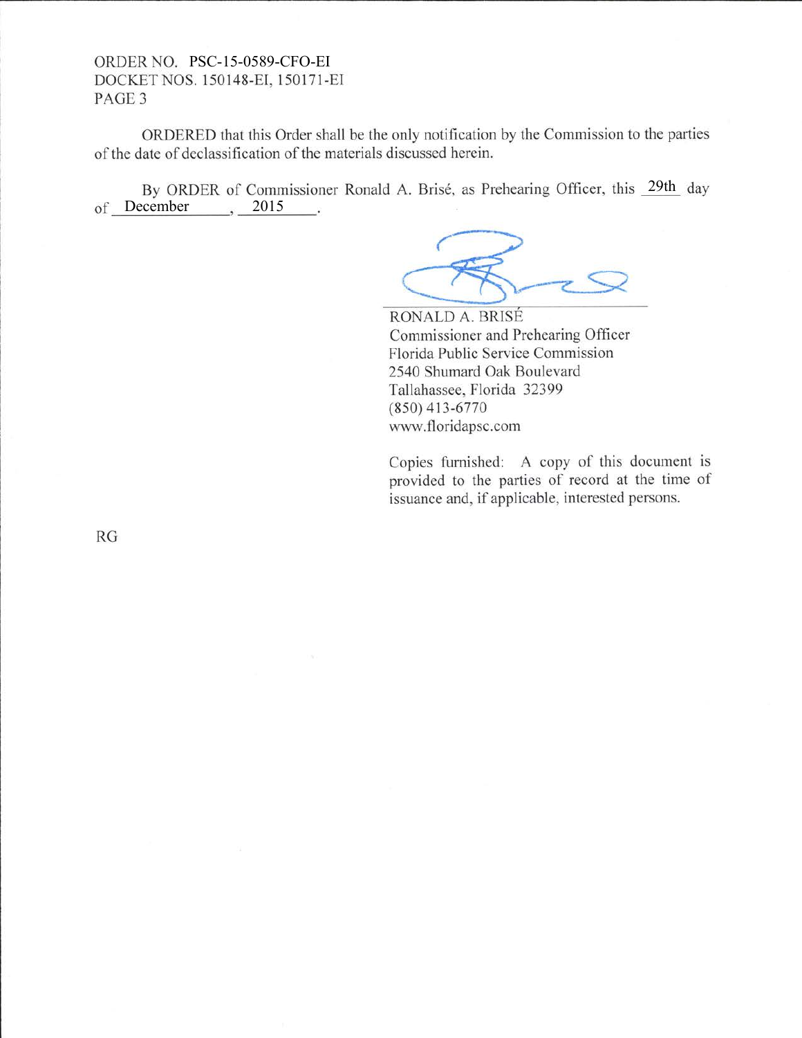ORDERED that this Order shall be the only notification by the Commission to the parties of the date of declassification of the materials discussed herein.

By ORDER of Commissioner Ronald A. Brisé, as Prehearing Officer, this 29th day of December, 2015.

RONALD A. BRISÉ
Commissioner and Prehearing Officer
Florida Public Service Commission
2540 Shumard Oak Boulevard
Tallahassee, Florida 32399
(850) 413-6770
www.floridapsc.com

Copies furnished: A copy of this document is provided to the parties of record at the time of issuance and, if applicable, interested persons.

RG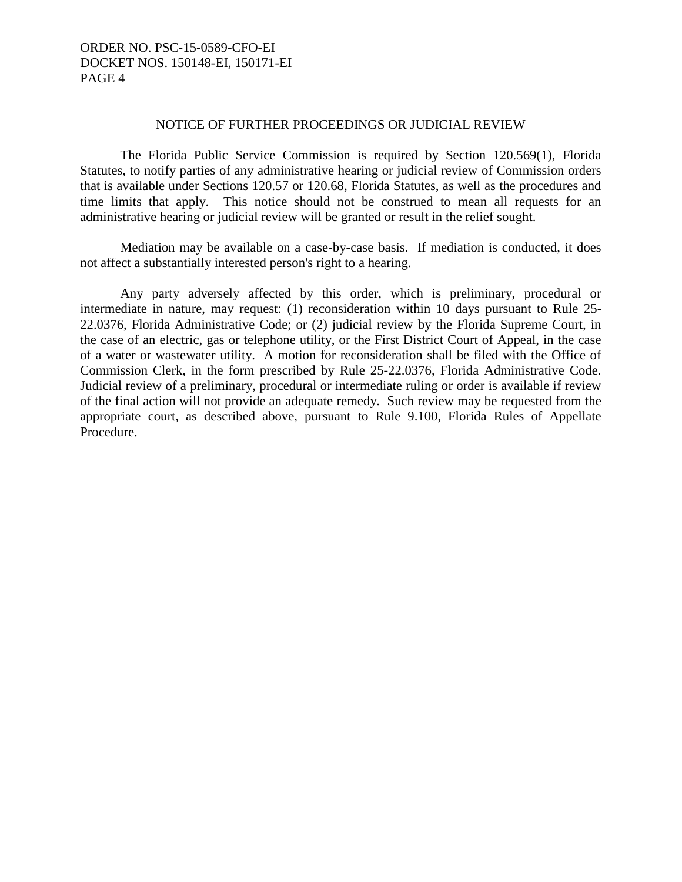## NOTICE OF FURTHER PROCEEDINGS OR JUDICIAL REVIEW

The Florida Public Service Commission is required by Section 120.569(1), Florida Statutes, to notify parties of any administrative hearing or judicial review of Commission orders that is available under Sections 120.57 or 120.68, Florida Statutes, as well as the procedures and time limits that apply. This notice should not be construed to mean all requests for an administrative hearing or judicial review will be granted or result in the relief sought.

Mediation may be available on a case-by-case basis. If mediation is conducted, it does not affect a substantially interested person's right to a hearing.

Any party adversely affected by this order, which is preliminary, procedural or intermediate in nature, may request: (1) reconsideration within 10 days pursuant to Rule 25-22.0376, Florida Administrative Code; or (2) judicial review by the Florida Supreme Court, in the case of an electric, gas or telephone utility, or the First District Court of Appeal, in the case of a water or wastewater utility. A motion for reconsideration shall be filed with the Office of Commission Clerk, in the form prescribed by Rule 25-22.0376, Florida Administrative Code. Judicial review of a preliminary, procedural or intermediate ruling or order is available if review of the final action will not provide an adequate remedy. Such review may be requested from the appropriate court, as described above, pursuant to Rule 9.100, Florida Rules of Appellate Procedure.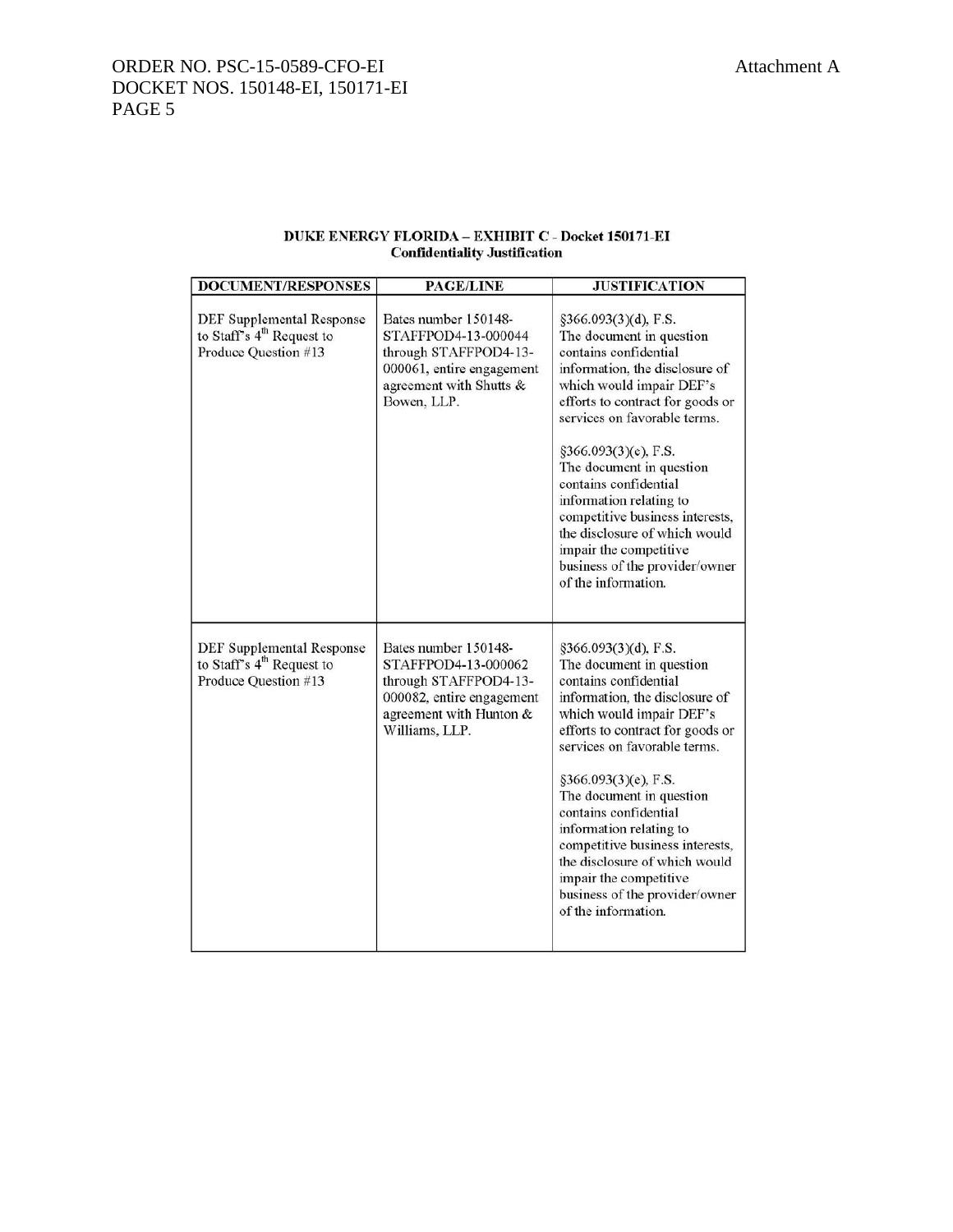**DUKE ENERGY FLORIDA – EXHIBIT C - Docket 150171-EI**
**Confidentiality Justification**

| DOCUMENT/RESPONSES | PAGE/LINE | JUSTIFICATION |
|---|---|---|
| DEF Supplemental Response to Staff's 4th Request to Produce Question #13 | Bates number 150148-STAFFPOD4-13-000044 through STAFFPOD4-13-000061, entire engagement agreement with Shutts & Bowen, LLP. | §366.093(3)(d), F.S. The document in question contains confidential information, the disclosure of which would impair DEF's efforts to contract for goods or services on favorable terms.<br><br>§366.093(3)(e), F.S. The document in question contains confidential information relating to competitive business interests, the disclosure of which would impair the competitive business of the provider/owner of the information. |
| DEF Supplemental Response to Staff's 4th Request to Produce Question #13 | Bates number 150148-STAFFPOD4-13-000062 through STAFFPOD4-13-000082, entire engagement agreement with Hunton & Williams, LLP. | §366.093(3)(d), F.S. The document in question contains confidential information, the disclosure of which would impair DEF's efforts to contract for goods or services on favorable terms.<br><br>§366.093(3)(e), F.S. The document in question contains confidential information relating to competitive business interests, the disclosure of which would impair the competitive business of the provider/owner of the information. |